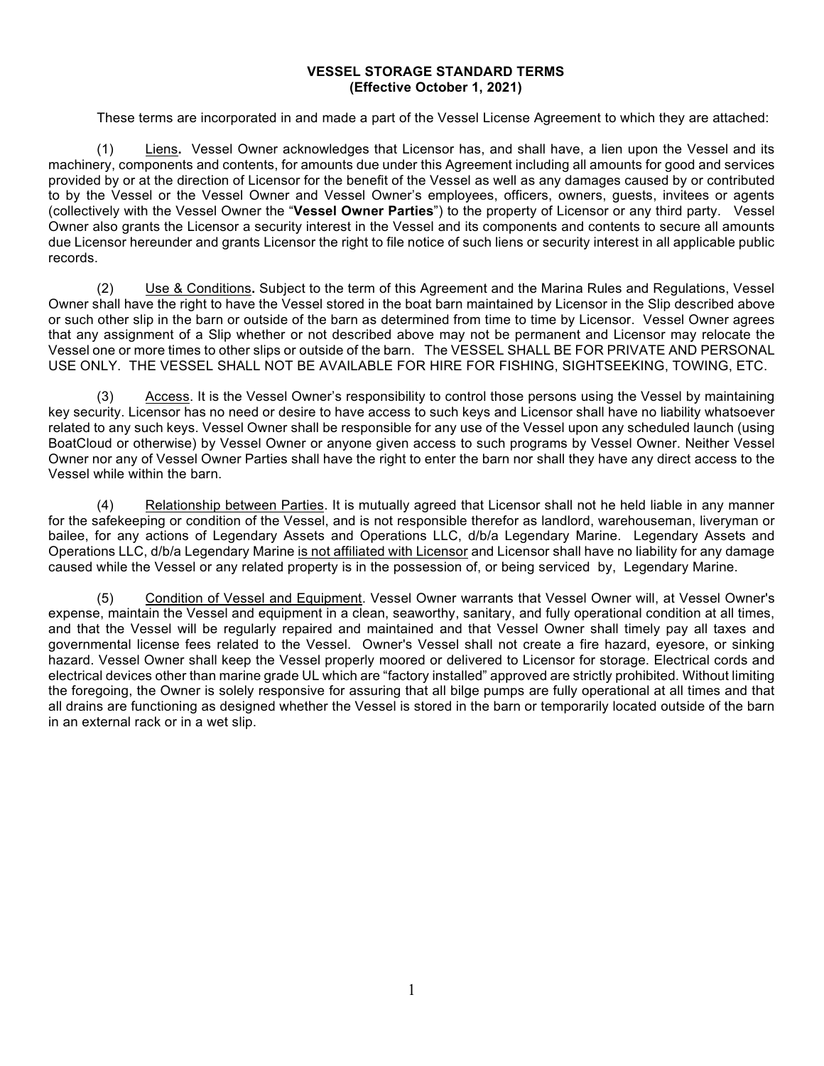# VESSEL STORAGE STANDARD TERMS
## (Effective October 1, 2021)

These terms are incorporated in and made a part of the Vessel License Agreement to which they are attached:

(1) Liens**.** Vessel Owner acknowledges that Licensor has, and shall have, a lien upon the Vessel and its machinery, components and contents, for amounts due under this Agreement including all amounts for good and services provided by or at the direction of Licensor for the benefit of the Vessel as well as any damages caused by or contributed to by the Vessel or the Vessel Owner and Vessel Owner's employees, officers, owners, guests, invitees or agents (collectively with the Vessel Owner the "**Vessel Owner Parties**") to the property of Licensor or any third party. Vessel Owner also grants the Licensor a security interest in the Vessel and its components and contents to secure all amounts due Licensor hereunder and grants Licensor the right to file notice of such liens or security interest in all applicable public records.

(2) Use & Conditions**.** Subject to the term of this Agreement and the Marina Rules and Regulations, Vessel Owner shall have the right to have the Vessel stored in the boat barn maintained by Licensor in the Slip described above or such other slip in the barn or outside of the barn as determined from time to time by Licensor. Vessel Owner agrees that any assignment of a Slip whether or not described above may not be permanent and Licensor may relocate the Vessel one or more times to other slips or outside of the barn. The VESSEL SHALL BE FOR PRIVATE AND PERSONAL USE ONLY. THE VESSEL SHALL NOT BE AVAILABLE FOR HIRE FOR FISHING, SIGHTSEEKING, TOWING, ETC.

(3) Access. It is the Vessel Owner's responsibility to control those persons using the Vessel by maintaining key security. Licensor has no need or desire to have access to such keys and Licensor shall have no liability whatsoever related to any such keys. Vessel Owner shall be responsible for any use of the Vessel upon any scheduled launch (using BoatCloud or otherwise) by Vessel Owner or anyone given access to such programs by Vessel Owner. Neither Vessel Owner nor any of Vessel Owner Parties shall have the right to enter the barn nor shall they have any direct access to the Vessel while within the barn.

(4) Relationship between Parties. It is mutually agreed that Licensor shall not he held liable in any manner for the safekeeping or condition of the Vessel, and is not responsible therefor as landlord, warehouseman, liveryman or bailee, for any actions of Legendary Assets and Operations LLC, d/b/a Legendary Marine. Legendary Assets and Operations LLC, d/b/a Legendary Marine is not affiliated with Licensor and Licensor shall have no liability for any damage caused while the Vessel or any related property is in the possession of, or being serviced by, Legendary Marine.

(5) Condition of Vessel and Equipment. Vessel Owner warrants that Vessel Owner will, at Vessel Owner's expense, maintain the Vessel and equipment in a clean, seaworthy, sanitary, and fully operational condition at all times, and that the Vessel will be regularly repaired and maintained and that Vessel Owner shall timely pay all taxes and governmental license fees related to the Vessel. Owner's Vessel shall not create a fire hazard, eyesore, or sinking hazard. Vessel Owner shall keep the Vessel properly moored or delivered to Licensor for storage. Electrical cords and electrical devices other than marine grade UL which are "factory installed" approved are strictly prohibited. Without limiting the foregoing, the Owner is solely responsive for assuring that all bilge pumps are fully operational at all times and that all drains are functioning as designed whether the Vessel is stored in the barn or temporarily located outside of the barn in an external rack or in a wet slip.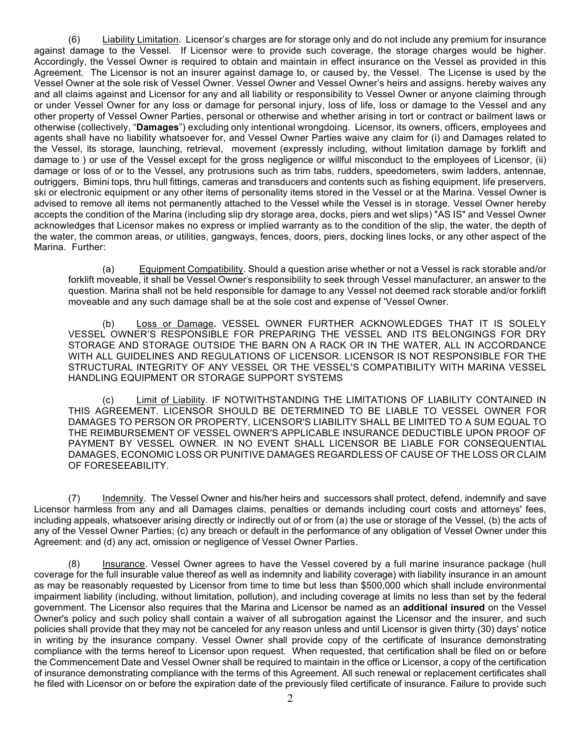(6) Liability Limitation. Licensor's charges are for storage only and do not include any premium for insurance against damage to the Vessel. If Licensor were to provide such coverage, the storage charges would be higher. Accordingly, the Vessel Owner is required to obtain and maintain in effect insurance on the Vessel as provided in this Agreement. The Licensor is not an insurer against damage to, or caused by, the Vessel. The License is used by the Vessel Owner at the sole risk of Vessel Owner. Vessel Owner and Vessel Owner's heirs and assigns. hereby waives any and all claims against and Licensor for any and all liability or responsibility to Vessel Owner or anyone claiming through or under Vessel Owner for any loss or damage for personal injury, loss of life, loss or damage to the Vessel and any other property of Vessel Owner Parties, personal or otherwise and whether arising in tort or contract or bailment laws or otherwise (collectively, "**Damages**") excluding only intentional wrongdoing. Licensor, its owners, officers, employees and agents shall have no liability whatsoever for, and Vessel Owner Parties waive any claim for (i) and Damages related to the Vessel, its storage, launching, retrieval, movement (expressly including, without limitation damage by forklift and damage to ) or use of the Vessel except for the gross negligence or willful misconduct to the employees of Licensor, (ii) damage or loss of or to the Vessel, any protrusions such as trim tabs, rudders, speedometers, swim ladders, antennae, outriggers, Bimini tops, thru hull fittings, cameras and transducers and contents such as fishing equipment, life preservers, ski or electronic equipment or any other items of personality items stored in the Vessel or at the Marina. Vessel Owner is advised to remove all items not permanently attached to the Vessel while the Vessel is in storage. Vessel Owner hereby accepts the condition of the Marina (including slip dry storage area, docks, piers and wet slips) "AS IS" and Vessel Owner acknowledges that Licensor makes no express or implied warranty as to the condition of the slip, the water, the depth of the water, the common areas, or utilities, gangways, fences, doors, piers, docking lines locks, or any other aspect of the Marina. Further:

(a) Equipment Compatibility. Should a question arise whether or not a Vessel is rack storable and/or forklift moveable, it shall be Vessel Owner's responsibility to seek through Vessel manufacturer, an answer to the question. Marina shall not be held responsible for damage to any Vessel not deemed rack storable and/or forklift moveable and any such damage shall be at the sole cost and expense of 'Vessel Owner.

(b) Loss or Damage**.** VESSEL OWNER FURTHER ACKNOWLEDGES THAT IT IS SOLELY VESSEL OWNER'S RESPONSIBLE FOR PREPARING THE VESSEL AND ITS BELONGINGS FOR DRY STORAGE AND STORAGE OUTSIDE THE BARN ON A RACK OR IN THE WATER, ALL IN ACCORDANCE WITH ALL GUIDELINES AND REGULATIONS OF LICENSOR. LICENSOR IS NOT RESPONSIBLE FOR THE STRUCTURAL INTEGRITY OF ANY VESSEL OR THE VESSEL'S COMPATIBILITY WITH MARINA VESSEL HANDLING EQUIPMENT OR STORAGE SUPPORT SYSTEMS

(c) Limit of Liability. IF NOTWITHSTANDING THE LIMITATIONS OF LIABILITY CONTAINED IN THIS AGREEMENT. LICENSOR SHOULD BE DETERMINED TO BE LIABLE TO VESSEL OWNER FOR DAMAGES TO PERSON OR PROPERTY, LICENSOR'S LIABILITY SHALL BE LIMITED TO A SUM EQUAL TO THE REIMBURSEMENT OF VESSEL OWNER'S APPLICABLE INSURANCE DEDUCTIBLE UPON PROOF OF PAYMENT BY VESSEL OWNER. IN NO EVENT SHALL LICENSOR BE LIABLE FOR CONSEQUENTIAL DAMAGES, ECONOMIC LOSS OR PUNITIVE DAMAGES REGARDLESS OF CAUSE OF THE LOSS OR CLAIM OF FORESEEABILITY.

(7) Indemnity. The Vessel Owner and his/her heirs and successors shall protect, defend, indemnify and save Licensor harmless from any and all Damages claims, penalties or demands including court costs and attorneys' fees, including appeals, whatsoever arising directly or indirectly out of or from (a) the use or storage of the Vessel, (b) the acts of any of the Vessel Owner Parties; (c) any breach or default in the performance of any obligation of Vessel Owner under this Agreement: and (d) any act, omission or negligence of Vessel Owner Parties.

(8) Insurance. Vessel Owner agrees to have the Vessel covered by a full marine insurance package (hull coverage for the full insurable value thereof as well as indemnity and liability coverage) with liability insurance in an amount as may be reasonably requested by Licensor from time to time but less than $500,000 which shall include environmental impairment liability (including, without limitation, pollution), and including coverage at limits no less than set by the federal government. The Licensor also requires that the Marina and Licensor be named as an **additional insured** on the Vessel Owner's policy and such policy shall contain a waiver of all subrogation against the Licensor and the insurer, and such policies shall provide that they may not be canceled for any reason unless and until Licensor is given thirty (30) days' notice in writing by the insurance company. Vessel Owner shall provide copy of the certificate of insurance demonstrating compliance with the terms hereof to Licensor upon request. When requested, that certification shall be filed on or before the Commencement Date and Vessel Owner shall be required to maintain in the office or Licensor, a copy of the certification of insurance demonstrating compliance with the terms of this Agreement. All such renewal or replacement certificates shall he filed with Licensor on or before the expiration date of the previously filed certificate of insurance. Failure to provide such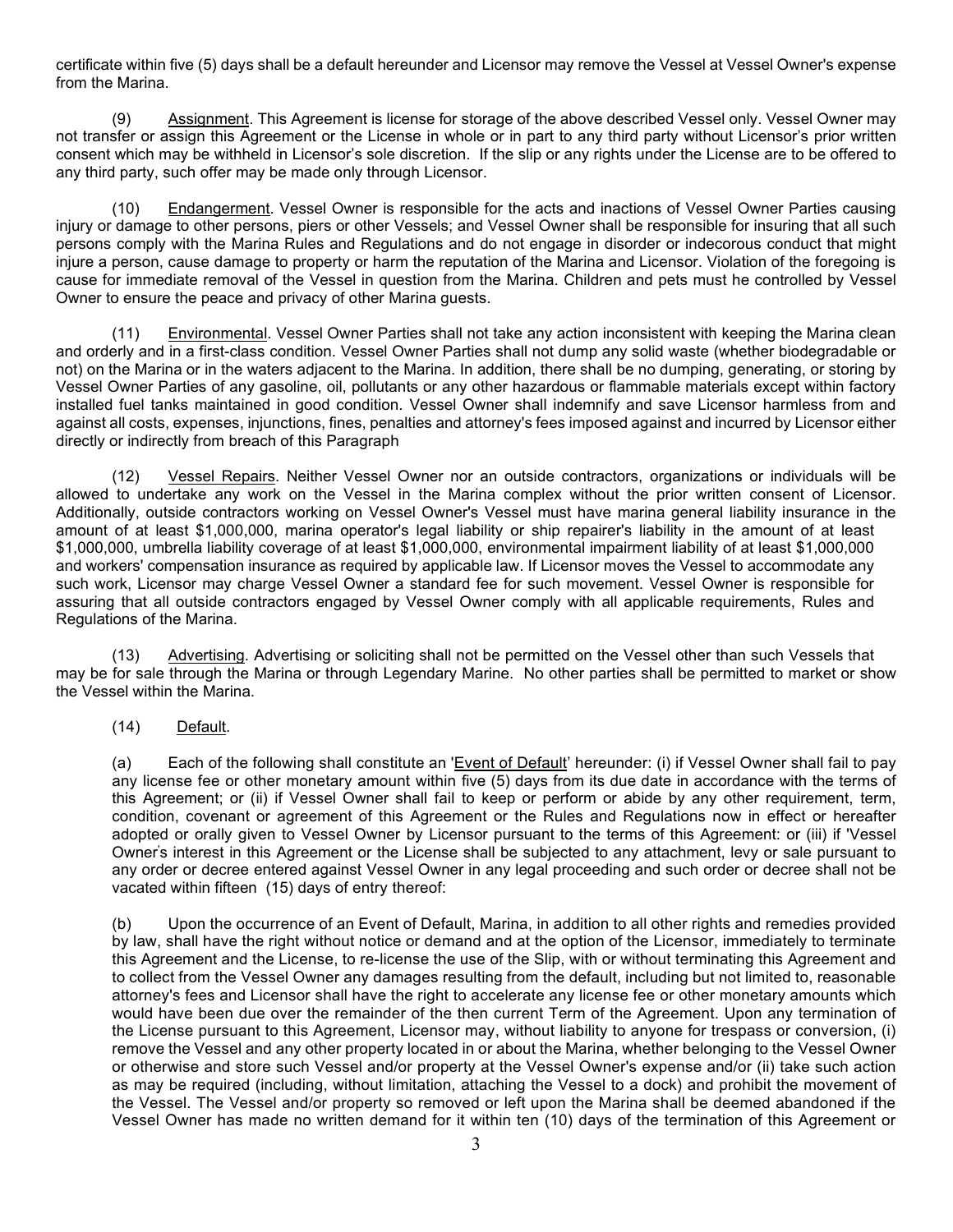certificate within five (5) days shall be a default hereunder and Licensor may remove the Vessel at Vessel Owner's expense from the Marina.

(9) Assignment. This Agreement is license for storage of the above described Vessel only. Vessel Owner may not transfer or assign this Agreement or the License in whole or in part to any third party without Licensor's prior written consent which may be withheld in Licensor's sole discretion. If the slip or any rights under the License are to be offered to any third party, such offer may be made only through Licensor.

(10) Endangerment. Vessel Owner is responsible for the acts and inactions of Vessel Owner Parties causing injury or damage to other persons, piers or other Vessels; and Vessel Owner shall be responsible for insuring that all such persons comply with the Marina Rules and Regulations and do not engage in disorder or indecorous conduct that might injure a person, cause damage to property or harm the reputation of the Marina and Licensor. Violation of the foregoing is cause for immediate removal of the Vessel in question from the Marina. Children and pets must he controlled by Vessel Owner to ensure the peace and privacy of other Marina guests.

(11) Environmental. Vessel Owner Parties shall not take any action inconsistent with keeping the Marina clean and orderly and in a first-class condition. Vessel Owner Parties shall not dump any solid waste (whether biodegradable or not) on the Marina or in the waters adjacent to the Marina. In addition, there shall be no dumping, generating, or storing by Vessel Owner Parties of any gasoline, oil, pollutants or any other hazardous or flammable materials except within factory installed fuel tanks maintained in good condition. Vessel Owner shall indemnify and save Licensor harmless from and against all costs, expenses, injunctions, fines, penalties and attorney's fees imposed against and incurred by Licensor either directly or indirectly from breach of this Paragraph

(12) Vessel Repairs. Neither Vessel Owner nor an outside contractors, organizations or individuals will be allowed to undertake any work on the Vessel in the Marina complex without the prior written consent of Licensor. Additionally, outside contractors working on Vessel Owner's Vessel must have marina general liability insurance in the amount of at least $1,000,000, marina operator's legal liability or ship repairer's liability in the amount of at least $1,000,000, umbrella liability coverage of at least $1,000,000, environmental impairment liability of at least $1,000,000 and workers' compensation insurance as required by applicable law. If Licensor moves the Vessel to accommodate any such work, Licensor may charge Vessel Owner a standard fee for such movement. Vessel Owner is responsible for assuring that all outside contractors engaged by Vessel Owner comply with all applicable requirements, Rules and Regulations of the Marina.

(13) Advertising. Advertising or soliciting shall not be permitted on the Vessel other than such Vessels that may be for sale through the Marina or through Legendary Marine. No other parties shall be permitted to market or show the Vessel within the Marina.

(14) Default.

(a) Each of the following shall constitute an 'Event of Default' hereunder: (i) if Vessel Owner shall fail to pay any license fee or other monetary amount within five (5) days from its due date in accordance with the terms of this Agreement; or (ii) if Vessel Owner shall fail to keep or perform or abide by any other requirement, term, condition, covenant or agreement of this Agreement or the Rules and Regulations now in effect or hereafter adopted or orally given to Vessel Owner by Licensor pursuant to the terms of this Agreement: or (iii) if 'Vessel Owner's interest in this Agreement or the License shall be subjected to any attachment, levy or sale pursuant to any order or decree entered against Vessel Owner in any legal proceeding and such order or decree shall not be vacated within fifteen (15) days of entry thereof:

(b) Upon the occurrence of an Event of Default, Marina, in addition to all other rights and remedies provided by law, shall have the right without notice or demand and at the option of the Licensor, immediately to terminate this Agreement and the License, to re-license the use of the Slip, with or without terminating this Agreement and to collect from the Vessel Owner any damages resulting from the default, including but not limited to, reasonable attorney's fees and Licensor shall have the right to accelerate any license fee or other monetary amounts which would have been due over the remainder of the then current Term of the Agreement. Upon any termination of the License pursuant to this Agreement, Licensor may, without liability to anyone for trespass or conversion, (i) remove the Vessel and any other property located in or about the Marina, whether belonging to the Vessel Owner or otherwise and store such Vessel and/or property at the Vessel Owner's expense and/or (ii) take such action as may be required (including, without limitation, attaching the Vessel to a dock) and prohibit the movement of the Vessel. The Vessel and/or property so removed or left upon the Marina shall be deemed abandoned if the Vessel Owner has made no written demand for it within ten (10) days of the termination of this Agreement or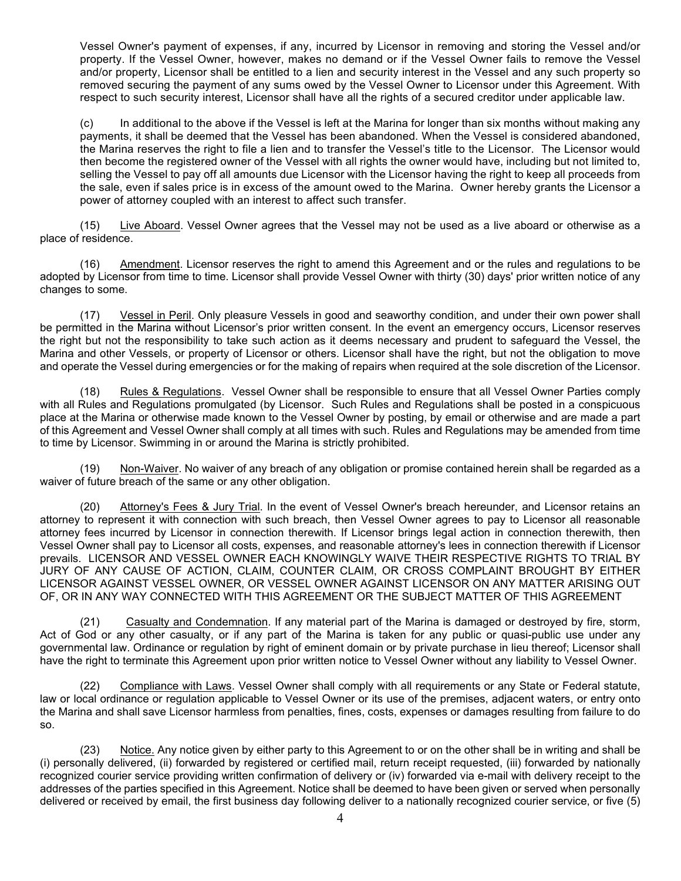Vessel Owner's payment of expenses, if any, incurred by Licensor in removing and storing the Vessel and/or property. If the Vessel Owner, however, makes no demand or if the Vessel Owner fails to remove the Vessel and/or property, Licensor shall be entitled to a lien and security interest in the Vessel and any such property so removed securing the payment of any sums owed by the Vessel Owner to Licensor under this Agreement. With respect to such security interest, Licensor shall have all the rights of a secured creditor under applicable law.

(c) In additional to the above if the Vessel is left at the Marina for longer than six months without making any payments, it shall be deemed that the Vessel has been abandoned. When the Vessel is considered abandoned, the Marina reserves the right to file a lien and to transfer the Vessel's title to the Licensor. The Licensor would then become the registered owner of the Vessel with all rights the owner would have, including but not limited to, selling the Vessel to pay off all amounts due Licensor with the Licensor having the right to keep all proceeds from the sale, even if sales price is in excess of the amount owed to the Marina. Owner hereby grants the Licensor a power of attorney coupled with an interest to affect such transfer.

(15) Live Aboard. Vessel Owner agrees that the Vessel may not be used as a live aboard or otherwise as a place of residence.

(16) Amendment. Licensor reserves the right to amend this Agreement and or the rules and regulations to be adopted by Licensor from time to time. Licensor shall provide Vessel Owner with thirty (30) days' prior written notice of any changes to some.

(17) Vessel in Peril. Only pleasure Vessels in good and seaworthy condition, and under their own power shall be permitted in the Marina without Licensor's prior written consent. In the event an emergency occurs, Licensor reserves the right but not the responsibility to take such action as it deems necessary and prudent to safeguard the Vessel, the Marina and other Vessels, or property of Licensor or others. Licensor shall have the right, but not the obligation to move and operate the Vessel during emergencies or for the making of repairs when required at the sole discretion of the Licensor.

(18) Rules & Regulations. Vessel Owner shall be responsible to ensure that all Vessel Owner Parties comply with all Rules and Regulations promulgated (by Licensor. Such Rules and Regulations shall be posted in a conspicuous place at the Marina or otherwise made known to the Vessel Owner by posting, by email or otherwise and are made a part of this Agreement and Vessel Owner shall comply at all times with such. Rules and Regulations may be amended from time to time by Licensor. Swimming in or around the Marina is strictly prohibited.

(19) Non-Waiver. No waiver of any breach of any obligation or promise contained herein shall be regarded as a waiver of future breach of the same or any other obligation.

(20) Attorney's Fees & Jury Trial. In the event of Vessel Owner's breach hereunder, and Licensor retains an attorney to represent it with connection with such breach, then Vessel Owner agrees to pay to Licensor all reasonable attorney fees incurred by Licensor in connection therewith. If Licensor brings legal action in connection therewith, then Vessel Owner shall pay to Licensor all costs, expenses, and reasonable attorney's lees in connection therewith if Licensor prevails. LICENSOR AND VESSEL OWNER EACH KNOWINGLY WAIVE THEIR RESPECTIVE RIGHTS TO TRIAL BY JURY OF ANY CAUSE OF ACTION, CLAIM, COUNTER CLAIM, OR CROSS COMPLAINT BROUGHT BY EITHER LICENSOR AGAINST VESSEL OWNER, OR VESSEL OWNER AGAINST LICENSOR ON ANY MATTER ARISING OUT OF, OR IN ANY WAY CONNECTED WITH THIS AGREEMENT OR THE SUBJECT MATTER OF THIS AGREEMENT

(21) Casualty and Condemnation. If any material part of the Marina is damaged or destroyed by fire, storm, Act of God or any other casualty, or if any part of the Marina is taken for any public or quasi-public use under any governmental law. Ordinance or regulation by right of eminent domain or by private purchase in lieu thereof; Licensor shall have the right to terminate this Agreement upon prior written notice to Vessel Owner without any liability to Vessel Owner.

(22) Compliance with Laws. Vessel Owner shall comply with all requirements or any State or Federal statute, law or local ordinance or regulation applicable to Vessel Owner or its use of the premises, adjacent waters, or entry onto the Marina and shall save Licensor harmless from penalties, fines, costs, expenses or damages resulting from failure to do so.

(23) Notice. Any notice given by either party to this Agreement to or on the other shall be in writing and shall be (i) personally delivered, (ii) forwarded by registered or certified mail, return receipt requested, (iii) forwarded by nationally recognized courier service providing written confirmation of delivery or (iv) forwarded via e-mail with delivery receipt to the addresses of the parties specified in this Agreement. Notice shall be deemed to have been given or served when personally delivered or received by email, the first business day following deliver to a nationally recognized courier service, or five (5)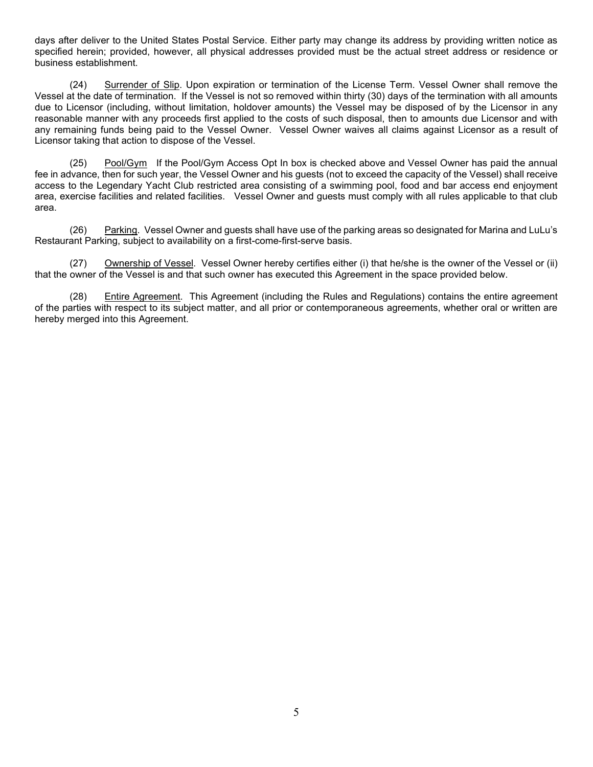days after deliver to the United States Postal Service. Either party may change its address by providing written notice as specified herein; provided, however, all physical addresses provided must be the actual street address or residence or business establishment.

(24) Surrender of Slip. Upon expiration or termination of the License Term. Vessel Owner shall remove the Vessel at the date of termination. If the Vessel is not so removed within thirty (30) days of the termination with all amounts due to Licensor (including, without limitation, holdover amounts) the Vessel may be disposed of by the Licensor in any reasonable manner with any proceeds first applied to the costs of such disposal, then to amounts due Licensor and with any remaining funds being paid to the Vessel Owner. Vessel Owner waives all claims against Licensor as a result of Licensor taking that action to dispose of the Vessel.

(25) Pool/Gym If the Pool/Gym Access Opt In box is checked above and Vessel Owner has paid the annual fee in advance, then for such year, the Vessel Owner and his guests (not to exceed the capacity of the Vessel) shall receive access to the Legendary Yacht Club restricted area consisting of a swimming pool, food and bar access end enjoyment area, exercise facilities and related facilities. Vessel Owner and guests must comply with all rules applicable to that club area.

(26) Parking. Vessel Owner and guests shall have use of the parking areas so designated for Marina and LuLu's Restaurant Parking, subject to availability on a first-come-first-serve basis.

(27) Ownership of Vessel. Vessel Owner hereby certifies either (i) that he/she is the owner of the Vessel or (ii) that the owner of the Vessel is and that such owner has executed this Agreement in the space provided below.

(28) Entire Agreement. This Agreement (including the Rules and Regulations) contains the entire agreement of the parties with respect to its subject matter, and all prior or contemporaneous agreements, whether oral or written are hereby merged into this Agreement.